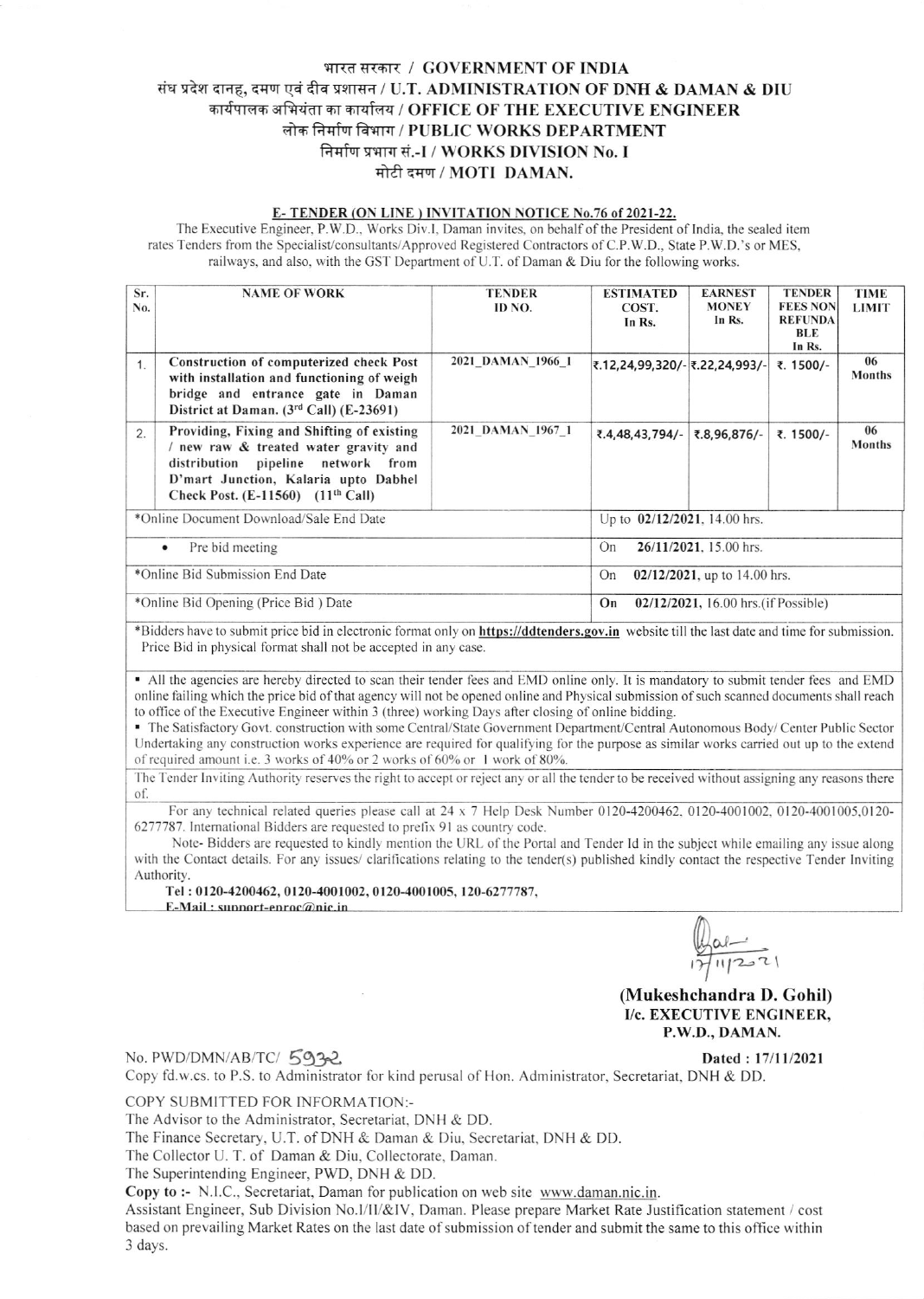# भारत सरकार / GOVERNMENT OF INDIA
## संघ प्रदेश दानह, दमण एवं दीव प्रशासन / U.T. ADMINISTRATION OF DNH & DAMAN & DIU
## कार्यपालक अभियंता का कार्यालय / OFFICE OF THE EXECUTIVE ENGINEER
## लोक निर्माण विभाग / PUBLIC WORKS DEPARTMENT
## निर्माण प्रभाग सं.-I / WORKS DIVISION No. I
## मोटी दमण / MOTI DAMAN.

**E- TENDER (ON LINE ) INVITATION NOTICE No.76 of 2021-22.**

The Executive Engineer, P.W.D., Works Div.I, Daman invites, on behalf of the President of India, the sealed item rates Tenders from the Specialist/consultants/Approved Registered Contractors of C.P.W.D., State P.W.D.'s or MES, railways, and also, with the GST Department of U.T. of Daman & Diu for the following works.

| Sr. No. | NAME OF WORK | TENDER ID NO. | ESTIMATED COST. In Rs. | EARNEST MONEY In Rs. | TENDER FEES NON REFUNDABLE In Rs. | TIME LIMIT |
|---|---|---|---|---|---|---|
| 1. | **Construction of computerized check Post with installation and functioning of weigh bridge and entrance gate in Daman District at Daman. (3rd Call) (E-23691)** | 2021_DAMAN_1966_1 | ₹.12,24,99,320/- | ₹.22,24,993/- | ₹. 1500/- | 06 Months |
| 2. | **Providing, Fixing and Shifting of existing / new raw & treated water gravity and distribution pipeline network from D'mart Junction, Kalaria upto Dabhel Check Post. (E-11560) (11th Call)** | 2021_DAMAN_1967_1 | ₹.4,48,43,794/- | ₹.8,96,876/- | ₹. 1500/- | 06 Months |
| *Online Document Download/Sale End Date | | | Up to **02/12/2021**, 14.00 hrs. | | | |
| • Pre bid meeting | | | On **26/11/2021**, 15.00 hrs. | | | |
| *Online Bid Submission End Date | | | On **02/12/2021**, up to 14.00 hrs. | | | |
| *Online Bid Opening (Price Bid ) Date | | | On **02/12/2021**, 16.00 hrs.(if Possible) | | | |

*Bidders have to submit price bid in electronic format only on **https://ddtenders.gov.in** website till the last date and time for submission. Price Bid in physical format shall not be accepted in any case.

- All the agencies are hereby directed to scan their tender fees and EMD online only. It is mandatory to submit tender fees and EMD online failing which the price bid of that agency will not be opened online and Physical submission of such scanned documents shall reach to office of the Executive Engineer within 3 (three) working Days after closing of online bidding.
- The Satisfactory Govt. construction with some Central/State Government Department/Central Autonomous Body/ Center Public Sector Undertaking any construction works experience are required for qualifying for the purpose as similar works carried out up to the extend of required amount i.e. 3 works of 40% or 2 works of 60% or 1 work of 80%.

The Tender Inviting Authority reserves the right to accept or reject any or all the tender to be received without assigning any reasons there of.

For any technical related queries please call at 24 x 7 Help Desk Number 0120-4200462, 0120-4001002, 0120-4001005,0120-6277787. International Bidders are requested to prefix 91 as country code.

Note- Bidders are requested to kindly mention the URL of the Portal and Tender Id in the subject while emailing any issue along with the Contact details. For any issues/ clarifications relating to the tender(s) published kindly contact the respective Tender Inviting Authority.

**Tel : 0120-4200462, 0120-4001002, 0120-4001005, 120-6277787,**
**E-Mail : support-enroc@nic.in**

17/11/2021

**(Mukeshchandra D. Gohil)**
**I/c. EXECUTIVE ENGINEER,**
**P.W.D., DAMAN.**

No. PWD/DMN/AB/TC/ 5932 **Dated : 17/11/2021**

Copy fd.w.cs. to P.S. to Administrator for kind perusal of Hon. Administrator, Secretariat, DNH & DD.

COPY SUBMITTED FOR INFORMATION:-

The Advisor to the Administrator, Secretariat, DNH & DD.
The Finance Secretary, U.T. of DNH & Daman & Diu, Secretariat, DNH & DD.
The Collector U. T. of Daman & Diu, Collectorate, Daman.
The Superintending Engineer, PWD, DNH & DD.

**Copy to :-** N.I.C., Secretariat, Daman for publication on web site www.daman.nic.in.
Assistant Engineer, Sub Division No.I/II/&IV, Daman. Please prepare Market Rate Justification statement / cost based on prevailing Market Rates on the last date of submission of tender and submit the same to this office within 3 days.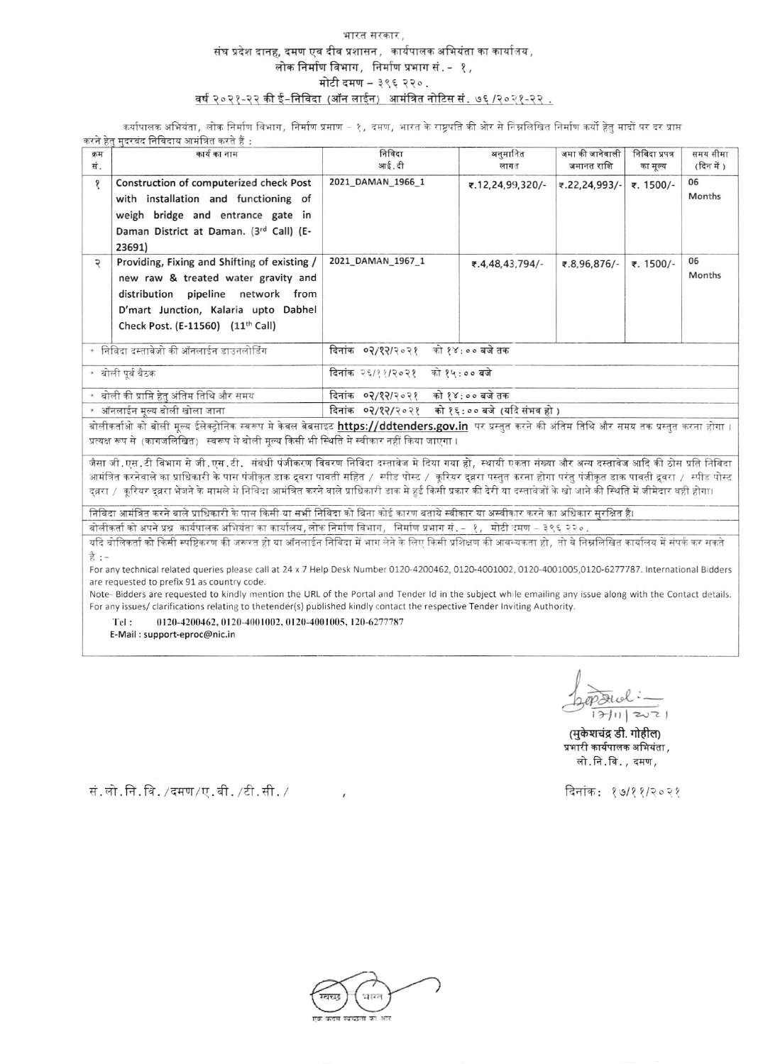भारत सरकार,

संघ प्रदेश दानह, दमण एव दीव प्रशासन, कार्यपालक अभियंता का कार्यालय,

लोक निर्माण विभाग, निर्माण प्रभाग सं.- १,

मोटी दमण – ३९६ २२०.

**वर्ष २०२१-२२ की ई-निविदा (ऑन लाईन) आमंत्रित नोटिस सं. ७६ /२०२१-२२ .**

कार्यपालक अभियंता, लोक निर्माण विभाग, निर्माण प्रभाग - १, दमण, भारत के राष्ट्रपति की ओर से निम्नलिखित निर्माण कार्यो हेतु मदों पर दर प्राप्त करने हेतु मुद्रबंद निविदाय आमंत्रित करते हैं :

| क्रम सं. | कार्य का नाम | निविदा आई.डी | अनुमानित लागत | जमा की जानेवाली जमानत राशि | निविदा प्रपत्र का मूल्य | समय सीमा (दिन में) |
|---|---|---|---|---|---|---|
| १ | Construction of computerized check Post with installation and functioning of weigh bridge and entrance gate in Daman District at Daman. (3rd Call) (E-23691) | 2021_DAMAN_1966_1 | ₹.12,24,99,320/- | ₹.22,24,993/- | ₹. 1500/- | 06 Months |
| २ | Providing, Fixing and Shifting of existing / new raw & treated water gravity and distribution pipeline network from D'mart Junction, Kalaria upto Dabhel Check Post. (E-11560) (11th Call) | 2021_DAMAN_1967_1 | ₹.4,48,43,794/- | ₹.8,96,876/- | ₹. 1500/- | 06 Months |

| | |
|---|---|
| * निविदा दस्तावेजो की ऑनलाईन डाउनलोडिंग | दिनांक ०२/१२/२०२१ को १४:०० बजे तक |
| * बोली पूर्व बैठक | दिनांक २६/११/२०२१ को १५:०० बजे |
| * बोली की प्राप्ति हेतु अंतिम तिथि और समय | दिनांक ०२/१२/२०२१ को १४:०० बजे तक |
| * ऑनलाईन मूल्य बोली खोला जाना | दिनांक ०२/१२/२०२१ को १६:०० बजे (यदि संभव हो) |

बोलीकर्ताओ को बोली मूल्य ईलेक्ट्रोनिक स्वरूप मे केवल वेबसाइट **https://ddtenders.gov.in** पर प्रस्तुत करने की अंतिम तिथि और समय तक प्रस्तुत करना होगा। प्रत्यक्ष रूप से (कागजलिखित) स्वरूप मे बोली मूल्य किसी भी स्थिति मे स्वीकार नहीं किया जाएगा।

जैसा जी.एस.टी विभाग से जी.एस.टी. संबंधी पंजीकरण विवरण निविदा दस्तावेज मे दिया गया हो, स्थायी एकता संख्या और अन्य दस्तावेज आदि की ठोस प्रति निविदा आमंत्रित करनेवाले का प्राधिकारी के पास पंजीकृत डाक द्वरा पावती सहित / स्पीड पोस्ट / कूरियर द्वरा पस्तुत करना होगा परंतु पंजीकृत डाक पावती द्वरा / स्पीड पोस्ट द्वरा / कूरियर द्वरा भेजने के मामले मे निविदा आमंत्रित करने वाले प्राधिकारी डाक मे हुई किसी प्रकार की देरी या दस्तावेजों के खो जाने की स्थिति में जीमेदार वही होगा।

निविदा आमंत्रित करने वाले प्राधिकारी के पास किसी या सभी निविदा को बिना कोई कारण बताये स्वीकार या अस्वीकार करने का अधिकार सुरक्षित है।

बोलीकर्ता को अपने प्रश्न कार्यपालक अभियंता का कार्यालय, लोक निर्माण विभाग, निर्माण प्रभाग सं.- १, मोटी दमण - ३९६ २२०.

यदि बोलिकर्ता को किसी स्पष्टिकरण की जरूरत हो या ऑनलाईन निविदा में भाग लेने के लिए किसी प्रशिक्षण की आवश्यकता हो, तो वे निम्नलिखित कार्यालय में संपर्क कर सकते है :-

For any technical related queries please call at 24 x 7 Help Desk Number 0120-4200462, 0120-4001002, 0120-4001005,0120-6277787. International Bidders are requested to prefix 91 as country code.

Note- Bidders are requested to kindly mention the URL of the Portal and Tender Id in the subject while emailing any issue along with the Contact details. For any issues/ clarifications relating to thetender(s) published kindly contact the respective Tender Inviting Authority.

Tel : 0120-4200462, 0120-4001002, 0120-4001005, 120-6277787

E-Mail : support-eproc@nic.in

17/11/2021

**(मुकेशचंद्र डी. गोहील)**
प्रभारी कार्यपालक अभियंता,
लो.नि.वि., दमण,

सं.लो.नि.वि./दमण/ए.बी./टी.सी./ ,

दिनांक: १७/११/२०२१

स्वच्छ भारत
एक कदम स्वच्छता की ओर